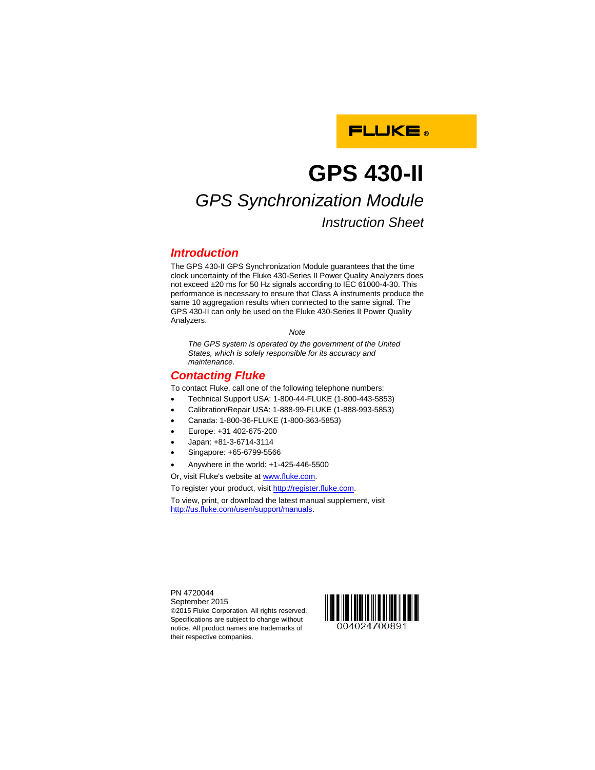FLUKE®

# GPS 430-II

## *GPS Synchronization Module*

### *Instruction Sheet*

## *Introduction*

The GPS 430-II GPS Synchronization Module guarantees that the time clock uncertainty of the Fluke 430-Series II Power Quality Analyzers does not exceed ±20 ms for 50 Hz signals according to IEC 61000-4-30. This performance is necessary to ensure that Class A instruments produce the same 10 aggregation results when connected to the same signal. The GPS 430-II can only be used on the Fluke 430-Series II Power Quality Analyzers.

*Note*

*The GPS system is operated by the government of the United States, which is solely responsible for its accuracy and maintenance.*

## *Contacting Fluke*

To contact Fluke, call one of the following telephone numbers:

- Technical Support USA: 1-800-44-FLUKE (1-800-443-5853)
- Calibration/Repair USA: 1-888-99-FLUKE (1-888-993-5853)
- Canada: 1-800-36-FLUKE (1-800-363-5853)
- Europe: +31 402-675-200
- Japan: +81-3-6714-3114
- Singapore: +65-6799-5566
- Anywhere in the world: +1-425-446-5500

Or, visit Fluke's website at www.fluke.com.

To register your product, visit http://register.fluke.com.

To view, print, or download the latest manual supplement, visit http://us.fluke.com/usen/support/manuals.

PN 4720044
September 2015
©2015 Fluke Corporation. All rights reserved. Specifications are subject to change without notice. All product names are trademarks of their respective companies.

004024700891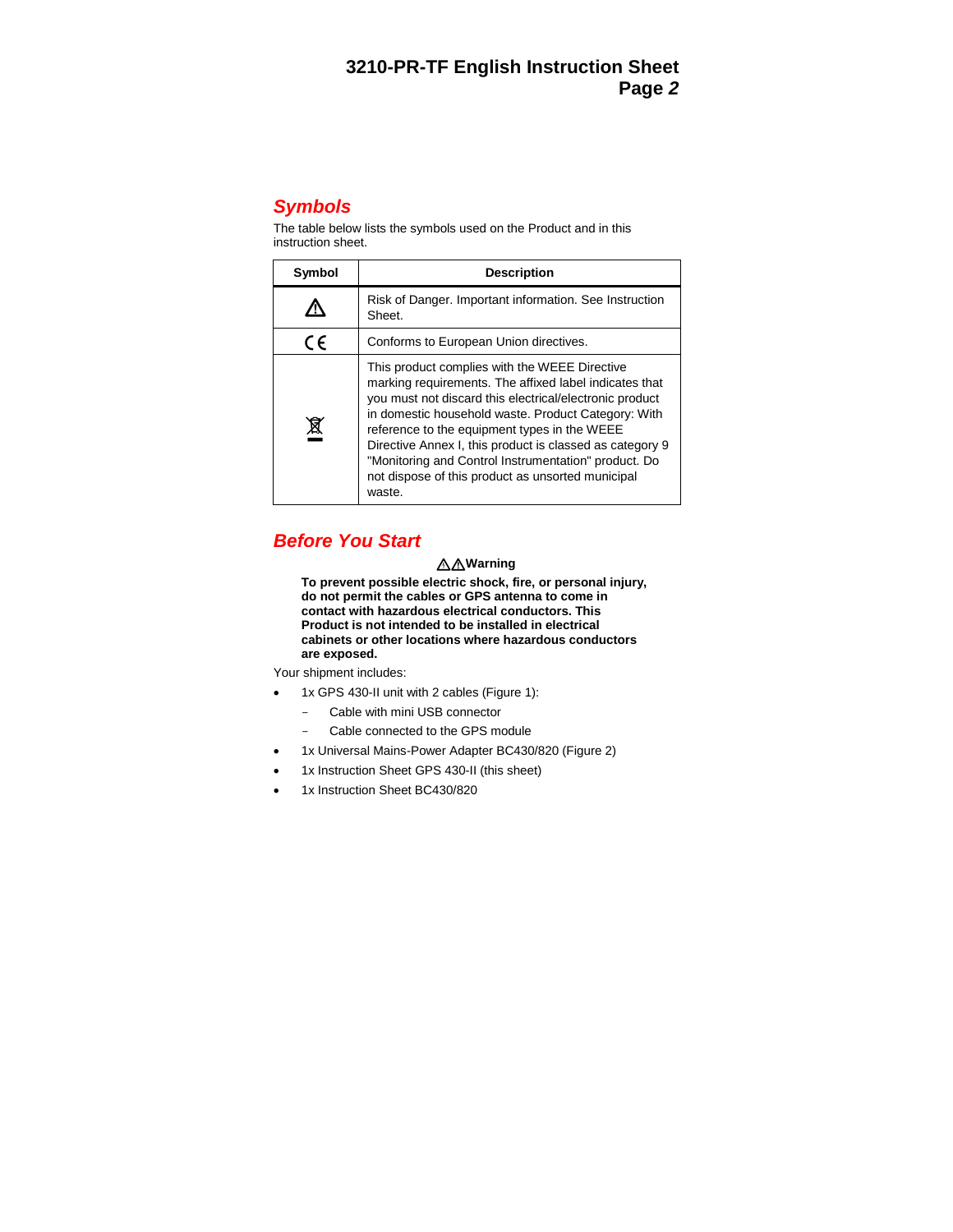## Symbols

The table below lists the symbols used on the Product and in this instruction sheet.

| Symbol | Description |
|---|---|
| ⚠ | Risk of Danger. Important information. See Instruction Sheet. |
| CE | Conforms to European Union directives. |
| WEEE | This product complies with the WEEE Directive marking requirements. The affixed label indicates that you must not discard this electrical/electronic product in domestic household waste. Product Category: With reference to the equipment types in the WEEE Directive Annex I, this product is classed as category 9 "Monitoring and Control Instrumentation" product. Do not dispose of this product as unsorted municipal waste. |

## Before You Start

**⚠⚠Warning**

**To prevent possible electric shock, fire, or personal injury, do not permit the cables or GPS antenna to come in contact with hazardous electrical conductors. This Product is not intended to be installed in electrical cabinets or other locations where hazardous conductors are exposed.**

Your shipment includes:

- 1x GPS 430-II unit with 2 cables (Figure 1):
  - Cable with mini USB connector
  - Cable connected to the GPS module
- 1x Universal Mains-Power Adapter BC430/820 (Figure 2)
- 1x Instruction Sheet GPS 430-II (this sheet)
- 1x Instruction Sheet BC430/820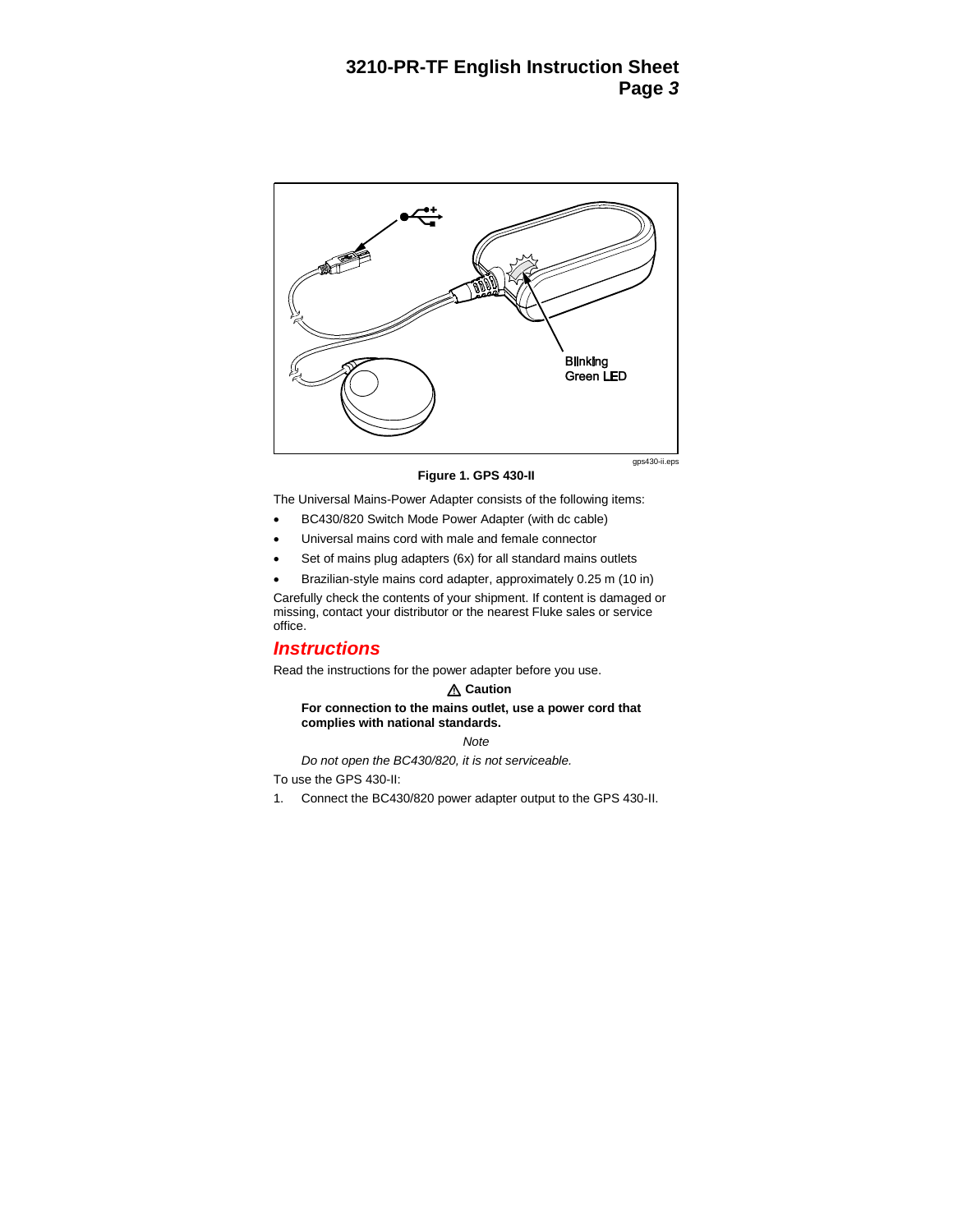Blinking Green LED

gps430-ii.eps

**Figure 1. GPS 430-II**

The Universal Mains-Power Adapter consists of the following items:

- BC430/820 Switch Mode Power Adapter (with dc cable)
- Universal mains cord with male and female connector
- Set of mains plug adapters (6x) for all standard mains outlets
- Brazilian-style mains cord adapter, approximately 0.25 m (10 in)

Carefully check the contents of your shipment. If content is damaged or missing, contact your distributor or the nearest Fluke sales or service office.

## *Instructions*

Read the instructions for the power adapter before you use.

**⚠ Caution**

**For connection to the mains outlet, use a power cord that complies with national standards.**

*Note*

*Do not open the BC430/820, it is not serviceable.*

To use the GPS 430-II:

1. Connect the BC430/820 power adapter output to the GPS 430-II.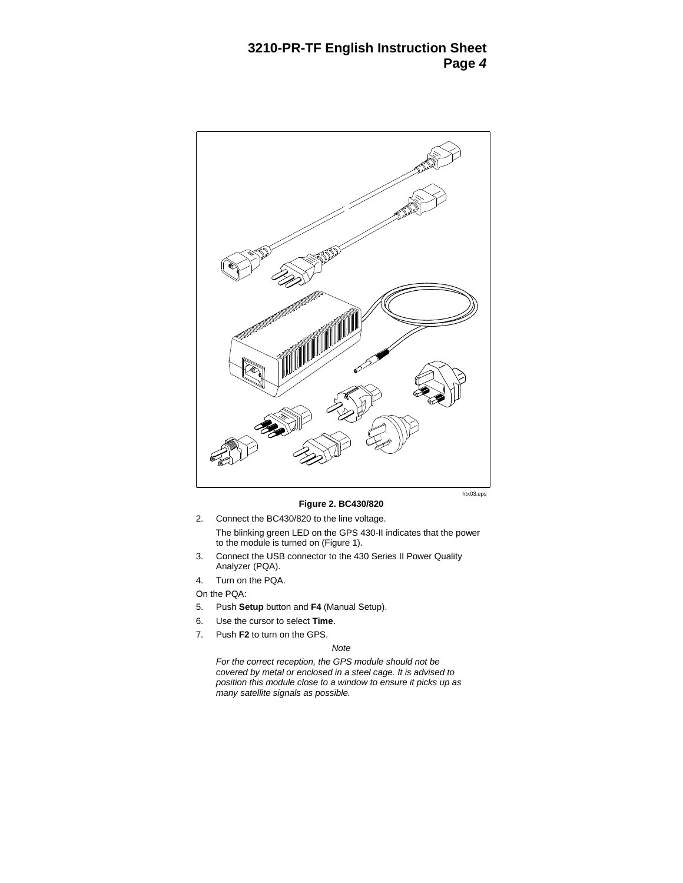htx03.eps

**Figure 2. BC430/820**

2. Connect the BC430/820 to the line voltage.

   The blinking green LED on the GPS 430-II indicates that the power to the module is turned on (Figure 1).

3. Connect the USB connector to the 430 Series II Power Quality Analyzer (PQA).
4. Turn on the PQA.

On the PQA:

5. Push **Setup** button and **F4** (Manual Setup).
6. Use the cursor to select **Time**.
7. Push **F2** to turn on the GPS.

*Note*

*For the correct reception, the GPS module should not be covered by metal or enclosed in a steel cage. It is advised to position this module close to a window to ensure it picks up as many satellite signals as possible.*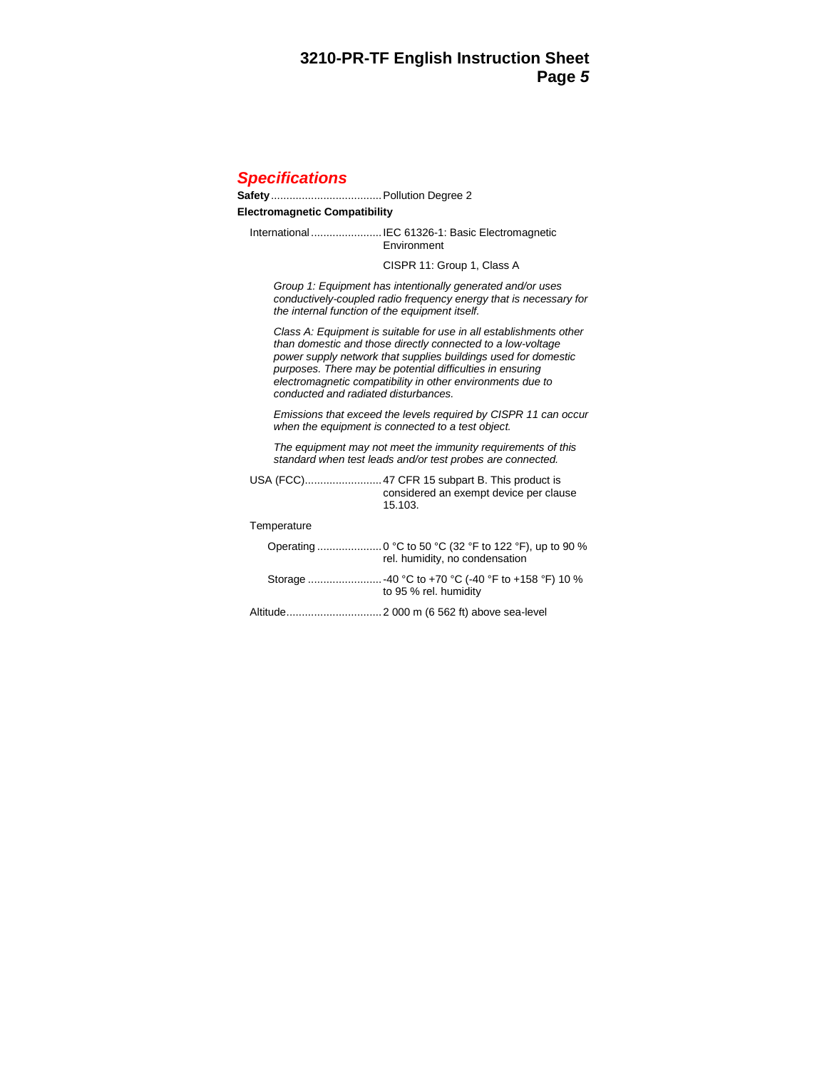## Specifications

**Safety** .................................... Pollution Degree 2

**Electromagnetic Compatibility**

International ....................... IEC 61326-1: Basic Electromagnetic Environment

CISPR 11: Group 1, Class A

*Group 1: Equipment has intentionally generated and/or uses conductively-coupled radio frequency energy that is necessary for the internal function of the equipment itself.*

*Class A: Equipment is suitable for use in all establishments other than domestic and those directly connected to a low-voltage power supply network that supplies buildings used for domestic purposes. There may be potential difficulties in ensuring electromagnetic compatibility in other environments due to conducted and radiated disturbances.*

*Emissions that exceed the levels required by CISPR 11 can occur when the equipment is connected to a test object.*

*The equipment may not meet the immunity requirements of this standard when test leads and/or test probes are connected.*

USA (FCC)......................... 47 CFR 15 subpart B. This product is considered an exempt device per clause 15.103.

Temperature

Operating ..................... 0 °C to 50 °C (32 °F to 122 °F), up to 90 % rel. humidity, no condensation

Storage ........................ -40 °C to +70 °C (-40 °F to +158 °F) 10 % to 95 % rel. humidity

Altitude............................... 2 000 m (6 562 ft) above sea-level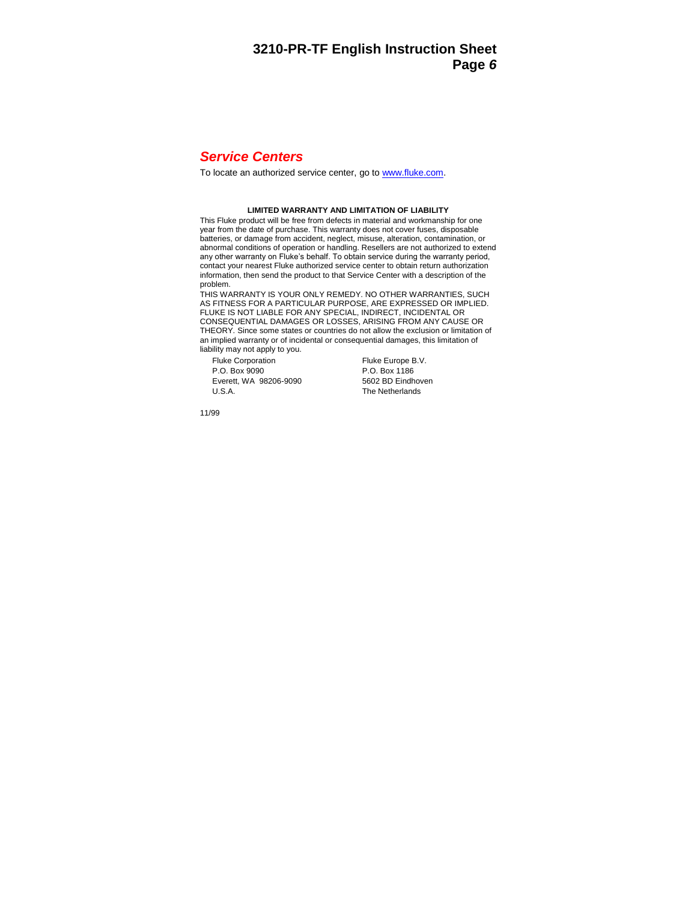## *Service Centers*

To locate an authorized service center, go to [www.fluke.com](http://www.fluke.com).

**LIMITED WARRANTY AND LIMITATION OF LIABILITY**

This Fluke product will be free from defects in material and workmanship for one year from the date of purchase. This warranty does not cover fuses, disposable batteries, or damage from accident, neglect, misuse, alteration, contamination, or abnormal conditions of operation or handling. Resellers are not authorized to extend any other warranty on Fluke's behalf. To obtain service during the warranty period, contact your nearest Fluke authorized service center to obtain return authorization information, then send the product to that Service Center with a description of the problem.

THIS WARRANTY IS YOUR ONLY REMEDY. NO OTHER WARRANTIES, SUCH AS FITNESS FOR A PARTICULAR PURPOSE, ARE EXPRESSED OR IMPLIED. FLUKE IS NOT LIABLE FOR ANY SPECIAL, INDIRECT, INCIDENTAL OR CONSEQUENTIAL DAMAGES OR LOSSES, ARISING FROM ANY CAUSE OR THEORY. Since some states or countries do not allow the exclusion or limitation of an implied warranty or of incidental or consequential damages, this limitation of liability may not apply to you.

Fluke Corporation
P.O. Box 9090
Everett, WA 98206-9090
U.S.A.

Fluke Europe B.V.
P.O. Box 1186
5602 BD Eindhoven
The Netherlands

11/99